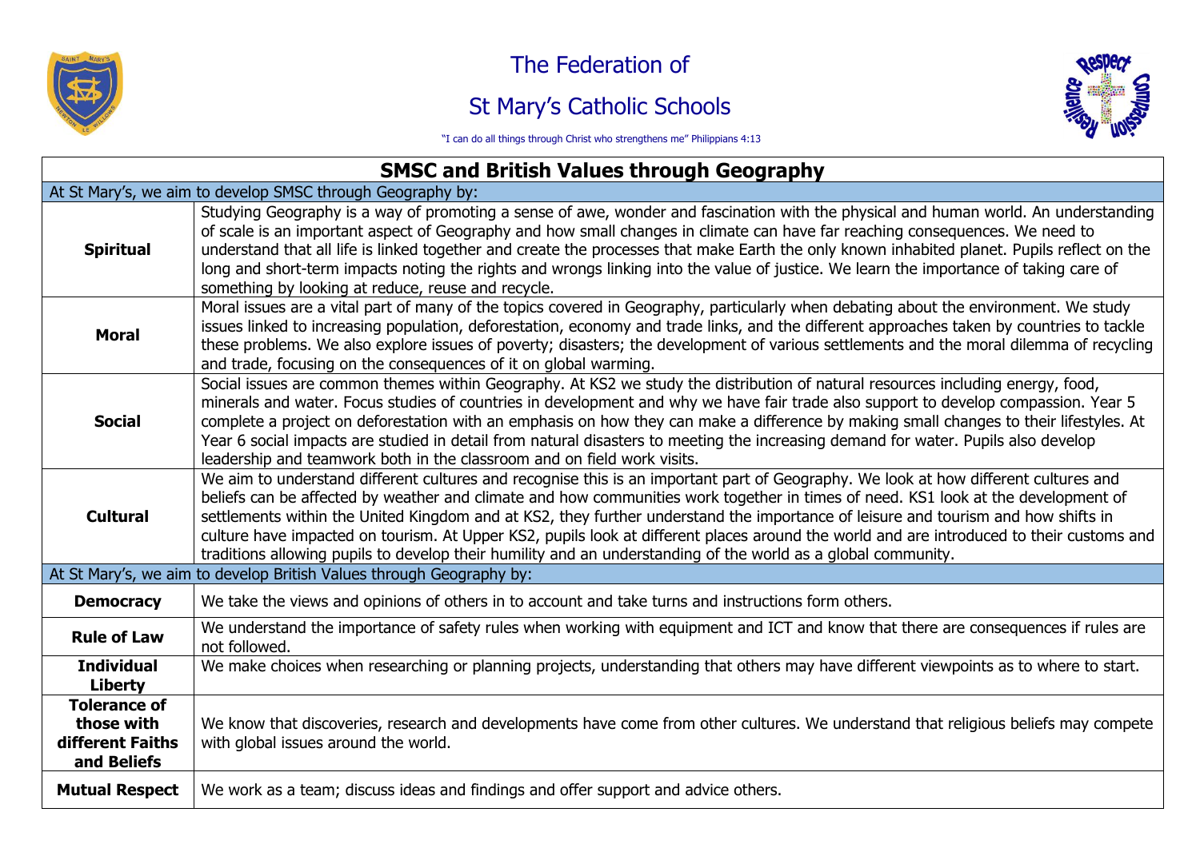# The Federation of

# St Mary's Catholic Schools

"I can do all things through Christ who strengthens me" Philippians 4:13

## SMSC and British Values through Geography

| At St Mary's, we aim to develop SMSC through Geography by: | |
|---|---|
| **Spiritual** | Studying Geography is a way of promoting a sense of awe, wonder and fascination with the physical and human world. An understanding of scale is an important aspect of Geography and how small changes in climate can have far reaching consequences. We need to understand that all life is linked together and create the processes that make Earth the only known inhabited planet. Pupils reflect on the long and short-term impacts noting the rights and wrongs linking into the value of justice. We learn the importance of taking care of something by looking at reduce, reuse and recycle. |
| **Moral** | Moral issues are a vital part of many of the topics covered in Geography, particularly when debating about the environment. We study issues linked to increasing population, deforestation, economy and trade links, and the different approaches taken by countries to tackle these problems. We also explore issues of poverty; disasters; the development of various settlements and the moral dilemma of recycling and trade, focusing on the consequences of it on global warming. |
| **Social** | Social issues are common themes within Geography. At KS2 we study the distribution of natural resources including energy, food, minerals and water. Focus studies of countries in development and why we have fair trade also support to develop compassion. Year 5 complete a project on deforestation with an emphasis on how they can make a difference by making small changes to their lifestyles. At Year 6 social impacts are studied in detail from natural disasters to meeting the increasing demand for water. Pupils also develop leadership and teamwork both in the classroom and on field work visits. |
| **Cultural** | We aim to understand different cultures and recognise this is an important part of Geography. We look at how different cultures and beliefs can be affected by weather and climate and how communities work together in times of need. KS1 look at the development of settlements within the United Kingdom and at KS2, they further understand the importance of leisure and tourism and how shifts in culture have impacted on tourism. At Upper KS2, pupils look at different places around the world and are introduced to their customs and traditions allowing pupils to develop their humility and an understanding of the world as a global community. |
| **At St Mary's, we aim to develop British Values through Geography by:** | |
| **Democracy** | We take the views and opinions of others in to account and take turns and instructions form others. |
| **Rule of Law** | We understand the importance of safety rules when working with equipment and ICT and know that there are consequences if rules are not followed. |
| **Individual Liberty** | We make choices when researching or planning projects, understanding that others may have different viewpoints as to where to start. |
| **Tolerance of those with different Faiths and Beliefs** | We know that discoveries, research and developments have come from other cultures. We understand that religious beliefs may compete with global issues around the world. |
| **Mutual Respect** | We work as a team; discuss ideas and findings and offer support and advice others. |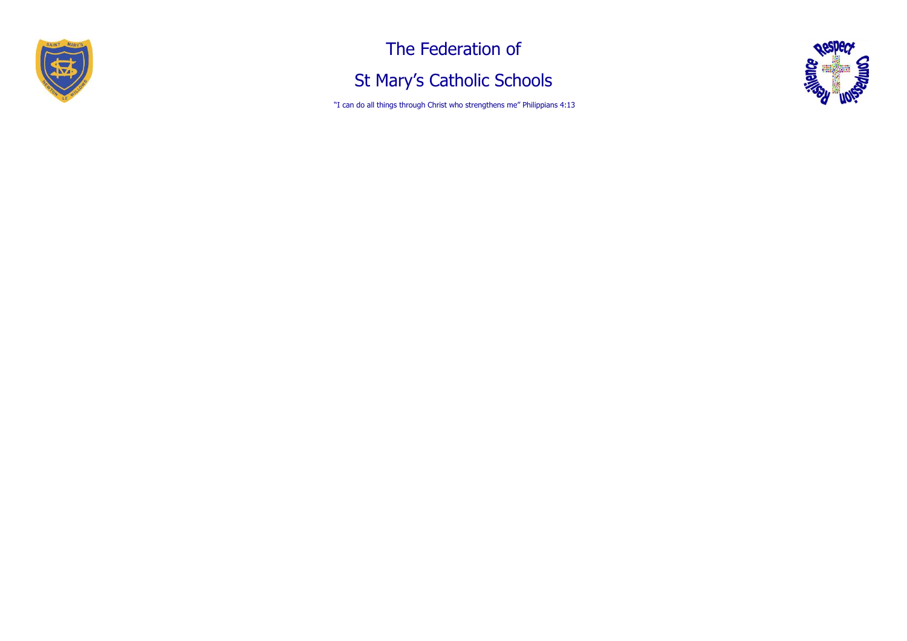The Federation of

St Mary's Catholic Schools

"I can do all things through Christ who strengthens me" Philippians 4:13